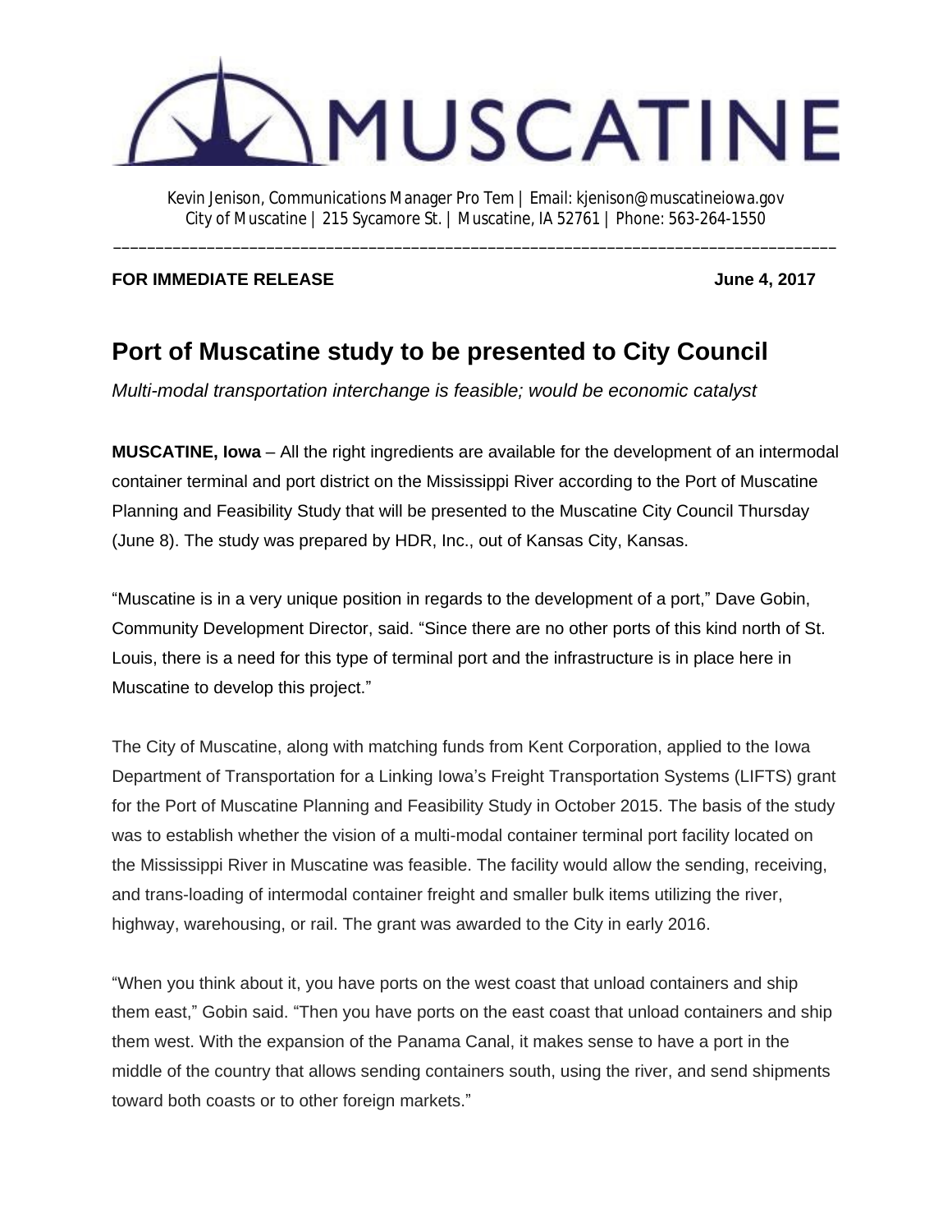MUSCATINE

Kevin Jenison, Communications Manager Pro Tem | Email: kjenison@muscatineiowa.gov
City of Muscatine | 215 Sycamore St. | Muscatine, IA 52761 | Phone: 563-264-1550

---

**FOR IMMEDIATE RELEASE** **June 4, 2017**

# Port of Muscatine study to be presented to City Council

*Multi-modal transportation interchange is feasible; would be economic catalyst*

**MUSCATINE, Iowa** – All the right ingredients are available for the development of an intermodal container terminal and port district on the Mississippi River according to the Port of Muscatine Planning and Feasibility Study that will be presented to the Muscatine City Council Thursday (June 8). The study was prepared by HDR, Inc., out of Kansas City, Kansas.

“Muscatine is in a very unique position in regards to the development of a port,” Dave Gobin, Community Development Director, said. “Since there are no other ports of this kind north of St. Louis, there is a need for this type of terminal port and the infrastructure is in place here in Muscatine to develop this project.”

The City of Muscatine, along with matching funds from Kent Corporation, applied to the Iowa Department of Transportation for a Linking Iowa’s Freight Transportation Systems (LIFTS) grant for the Port of Muscatine Planning and Feasibility Study in October 2015. The basis of the study was to establish whether the vision of a multi-modal container terminal port facility located on the Mississippi River in Muscatine was feasible. The facility would allow the sending, receiving, and trans-loading of intermodal container freight and smaller bulk items utilizing the river, highway, warehousing, or rail. The grant was awarded to the City in early 2016.

“When you think about it, you have ports on the west coast that unload containers and ship them east,” Gobin said. “Then you have ports on the east coast that unload containers and ship them west. With the expansion of the Panama Canal, it makes sense to have a port in the middle of the country that allows sending containers south, using the river, and send shipments toward both coasts or to other foreign markets.”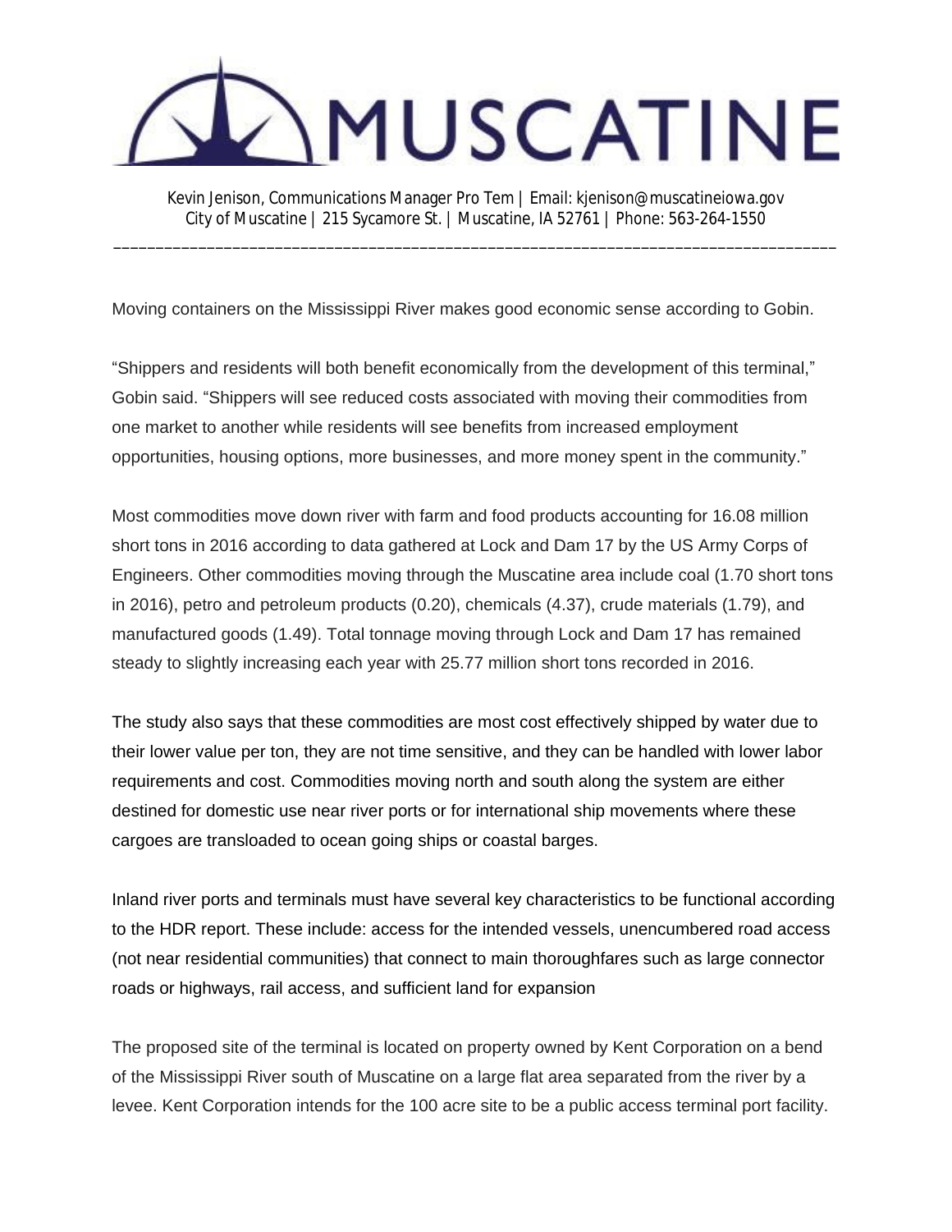Moving containers on the Mississippi River makes good economic sense according to Gobin.

"Shippers and residents will both benefit economically from the development of this terminal," Gobin said. "Shippers will see reduced costs associated with moving their commodities from one market to another while residents will see benefits from increased employment opportunities, housing options, more businesses, and more money spent in the community."

Most commodities move down river with farm and food products accounting for 16.08 million short tons in 2016 according to data gathered at Lock and Dam 17 by the US Army Corps of Engineers. Other commodities moving through the Muscatine area include coal (1.70 short tons in 2016), petro and petroleum products (0.20), chemicals (4.37), crude materials (1.79), and manufactured goods (1.49). Total tonnage moving through Lock and Dam 17 has remained steady to slightly increasing each year with 25.77 million short tons recorded in 2016.

The study also says that these commodities are most cost effectively shipped by water due to their lower value per ton, they are not time sensitive, and they can be handled with lower labor requirements and cost. Commodities moving north and south along the system are either destined for domestic use near river ports or for international ship movements where these cargoes are transloaded to ocean going ships or coastal barges.

Inland river ports and terminals must have several key characteristics to be functional according to the HDR report. These include: access for the intended vessels, unencumbered road access (not near residential communities) that connect to main thoroughfares such as large connector roads or highways, rail access, and sufficient land for expansion

The proposed site of the terminal is located on property owned by Kent Corporation on a bend of the Mississippi River south of Muscatine on a large flat area separated from the river by a levee. Kent Corporation intends for the 100 acre site to be a public access terminal port facility.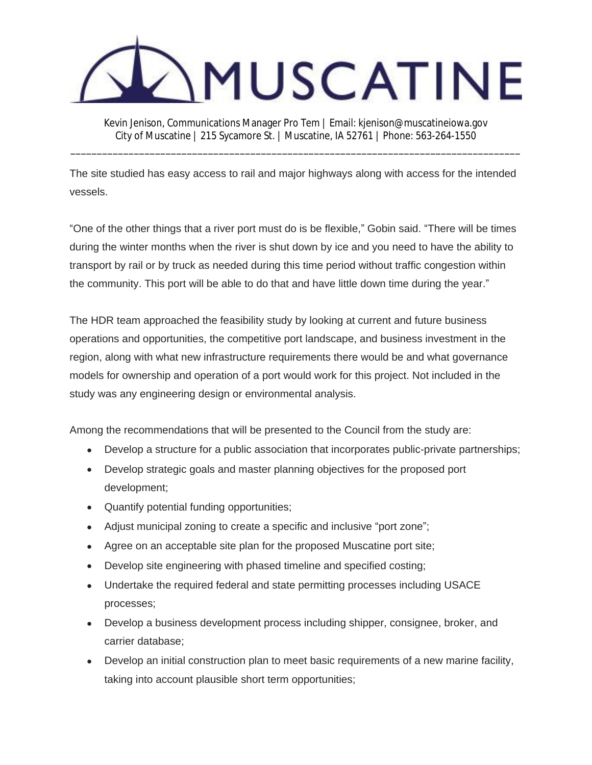The site studied has easy access to rail and major highways along with access for the intended vessels.

"One of the other things that a river port must do is be flexible," Gobin said. "There will be times during the winter months when the river is shut down by ice and you need to have the ability to transport by rail or by truck as needed during this time period without traffic congestion within the community. This port will be able to do that and have little down time during the year."

The HDR team approached the feasibility study by looking at current and future business operations and opportunities, the competitive port landscape, and business investment in the region, along with what new infrastructure requirements there would be and what governance models for ownership and operation of a port would work for this project. Not included in the study was any engineering design or environmental analysis.

Among the recommendations that will be presented to the Council from the study are:

- Develop a structure for a public association that incorporates public-private partnerships;
- Develop strategic goals and master planning objectives for the proposed port development;
- Quantify potential funding opportunities;
- Adjust municipal zoning to create a specific and inclusive "port zone";
- Agree on an acceptable site plan for the proposed Muscatine port site;
- Develop site engineering with phased timeline and specified costing;
- Undertake the required federal and state permitting processes including USACE processes;
- Develop a business development process including shipper, consignee, broker, and carrier database;
- Develop an initial construction plan to meet basic requirements of a new marine facility, taking into account plausible short term opportunities;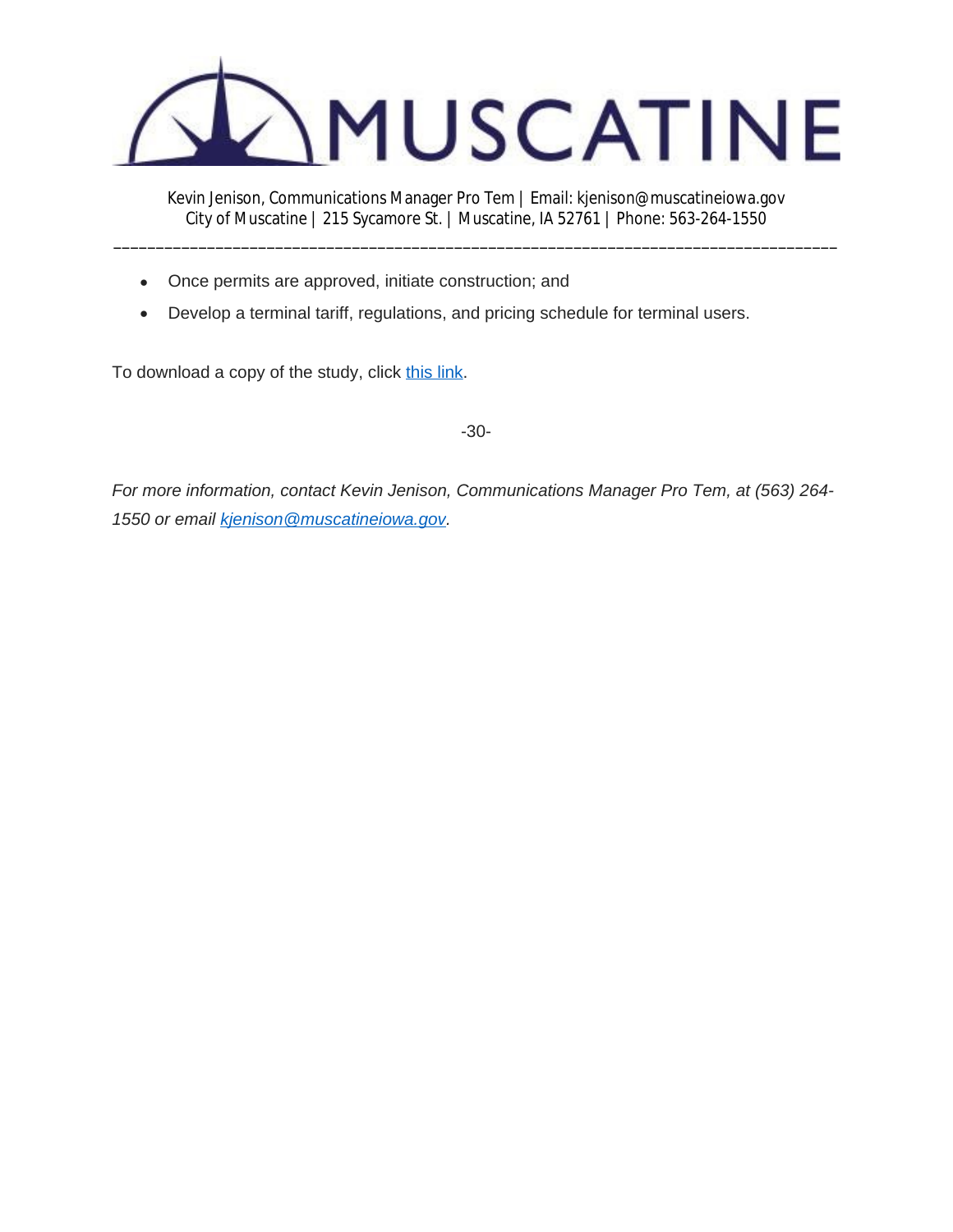- Once permits are approved, initiate construction; and
- Develop a terminal tariff, regulations, and pricing schedule for terminal users.

To download a copy of the study, click this link.

-30-

*For more information, contact Kevin Jenison, Communications Manager Pro Tem, at (563) 264-1550 or email kjenison@muscatineiowa.gov.*